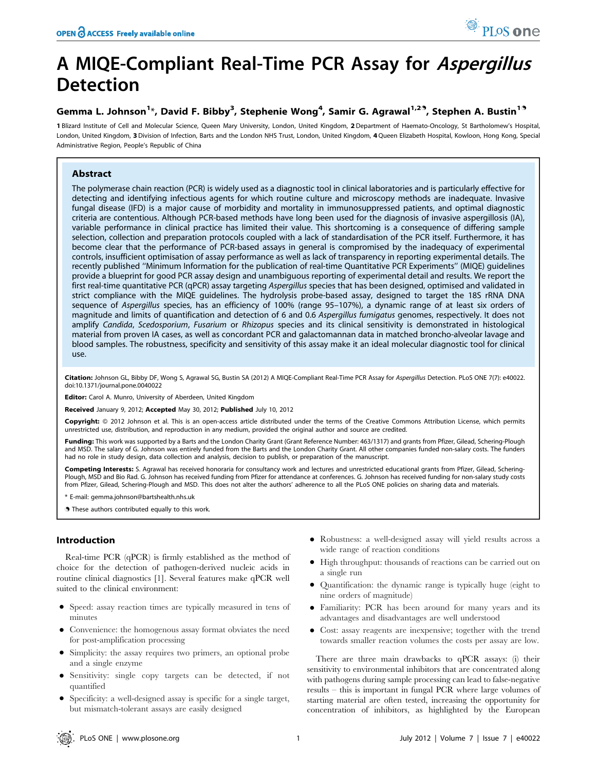# A MIQE-Compliant Real-Time PCR Assay for *Aspergillus* Detection

**Gemma L. Johnson[1]*, David F. Bibby[3], Stephenie Wong[4], Samir G. Agrawal[1,2], Stephen A. Bustin[1]**

1 Blizard Institute of Cell and Molecular Science, Queen Mary University, London, United Kingdom, 2 Department of Haemato-Oncology, St Bartholomew's Hospital, London, United Kingdom, 3 Division of Infection, Barts and the London NHS Trust, London, United Kingdom, 4 Queen Elizabeth Hospital, Kowloon, Hong Kong, Special Administrative Region, People's Republic of China

## Abstract

The polymerase chain reaction (PCR) is widely used as a diagnostic tool in clinical laboratories and is particularly effective for detecting and identifying infectious agents for which routine culture and microscopy methods are inadequate. Invasive fungal disease (IFD) is a major cause of morbidity and mortality in immunosuppressed patients, and optimal diagnostic criteria are contentious. Although PCR-based methods have long been used for the diagnosis of invasive aspergillosis (IA), variable performance in clinical practice has limited their value. This shortcoming is a consequence of differing sample selection, collection and preparation protocols coupled with a lack of standardisation of the PCR itself. Furthermore, it has become clear that the performance of PCR-based assays in general is compromised by the inadequacy of experimental controls, insufficient optimisation of assay performance as well as lack of transparency in reporting experimental details. The recently published "Minimum Information for the publication of real-time Quantitative PCR Experiments" (MIQE) guidelines provide a blueprint for good PCR assay design and unambiguous reporting of experimental detail and results. We report the first real-time quantitative PCR (qPCR) assay targeting *Aspergillus* species that has been designed, optimised and validated in strict compliance with the MIQE guidelines. The hydrolysis probe-based assay, designed to target the 18S rRNA DNA sequence of *Aspergillus* species, has an efficiency of 100% (range 95–107%), a dynamic range of at least six orders of magnitude and limits of quantification and detection of 6 and 0.6 *Aspergillus fumigatus* genomes, respectively. It does not amplify *Candida*, *Scedosporium*, *Fusarium* or *Rhizopus* species and its clinical sensitivity is demonstrated in histological material from proven IA cases, as well as concordant PCR and galactomannan data in matched broncho-alveolar lavage and blood samples. The robustness, specificity and sensitivity of this assay make it an ideal molecular diagnostic tool for clinical use.

**Citation:** Johnson GL, Bibby DF, Wong S, Agrawal SG, Bustin SA (2012) A MIQE-Compliant Real-Time PCR Assay for *Aspergillus* Detection. PLoS ONE 7(7): e40022. doi:10.1371/journal.pone.0040022

**Editor:** Carol A. Munro, University of Aberdeen, United Kingdom

**Received** January 9, 2012; **Accepted** May 30, 2012; **Published** July 10, 2012

**Copyright:** © 2012 Johnson et al. This is an open-access article distributed under the terms of the Creative Commons Attribution License, which permits unrestricted use, distribution, and reproduction in any medium, provided the original author and source are credited.

**Funding:** This work was supported by a Barts and the London Charity Grant (Grant Reference Number: 463/1317) and grants from Pfizer, Gilead, Schering-Plough and MSD. The salary of G. Johnson was entirely funded from the Barts and the London Charity Grant. All other companies funded non-salary costs. The funders had no role in study design, data collection and analysis, decision to publish, or preparation of the manuscript.

**Competing Interests:** S. Agrawal has received honoraria for consultancy work and lectures and unrestricted educational grants from Pfizer, Gilead, Schering-Plough, MSD and Bio Rad. G. Johnson has received funding from Pfizer for attendance at conferences. G. Johnson has received funding for non-salary study costs from Pfizer, Gilead, Schering-Plough and MSD. This does not alter the authors' adherence to all the PLoS ONE policies on sharing data and materials.

* E-mail: gemma.johnson@bartshealth.nhs.uk

These authors contributed equally to this work.

## Introduction

Real-time PCR (qPCR) is firmly established as the method of choice for the detection of pathogen-derived nucleic acids in routine clinical diagnostics [1]. Several features make qPCR well suited to the clinical environment:

- Speed: assay reaction times are typically measured in tens of minutes
- Convenience: the homogenous assay format obviates the need for post-amplification processing
- Simplicity: the assay requires two primers, an optional probe and a single enzyme
- Sensitivity: single copy targets can be detected, if not quantified
- Specificity: a well-designed assay is specific for a single target, but mismatch-tolerant assays are easily designed
- Robustness: a well-designed assay will yield results across a wide range of reaction conditions
- High throughput: thousands of reactions can be carried out on a single run
- Quantification: the dynamic range is typically huge (eight to nine orders of magnitude)
- Familiarity: PCR has been around for many years and its advantages and disadvantages are well understood
- Cost: assay reagents are inexpensive; together with the trend towards smaller reaction volumes the costs per assay are low.

There are three main drawbacks to qPCR assays: (i) their sensitivity to environmental inhibitors that are concentrated along with pathogens during sample processing can lead to false-negative results – this is important in fungal PCR where large volumes of starting material are often tested, increasing the opportunity for concentration of inhibitors, as highlighted by the European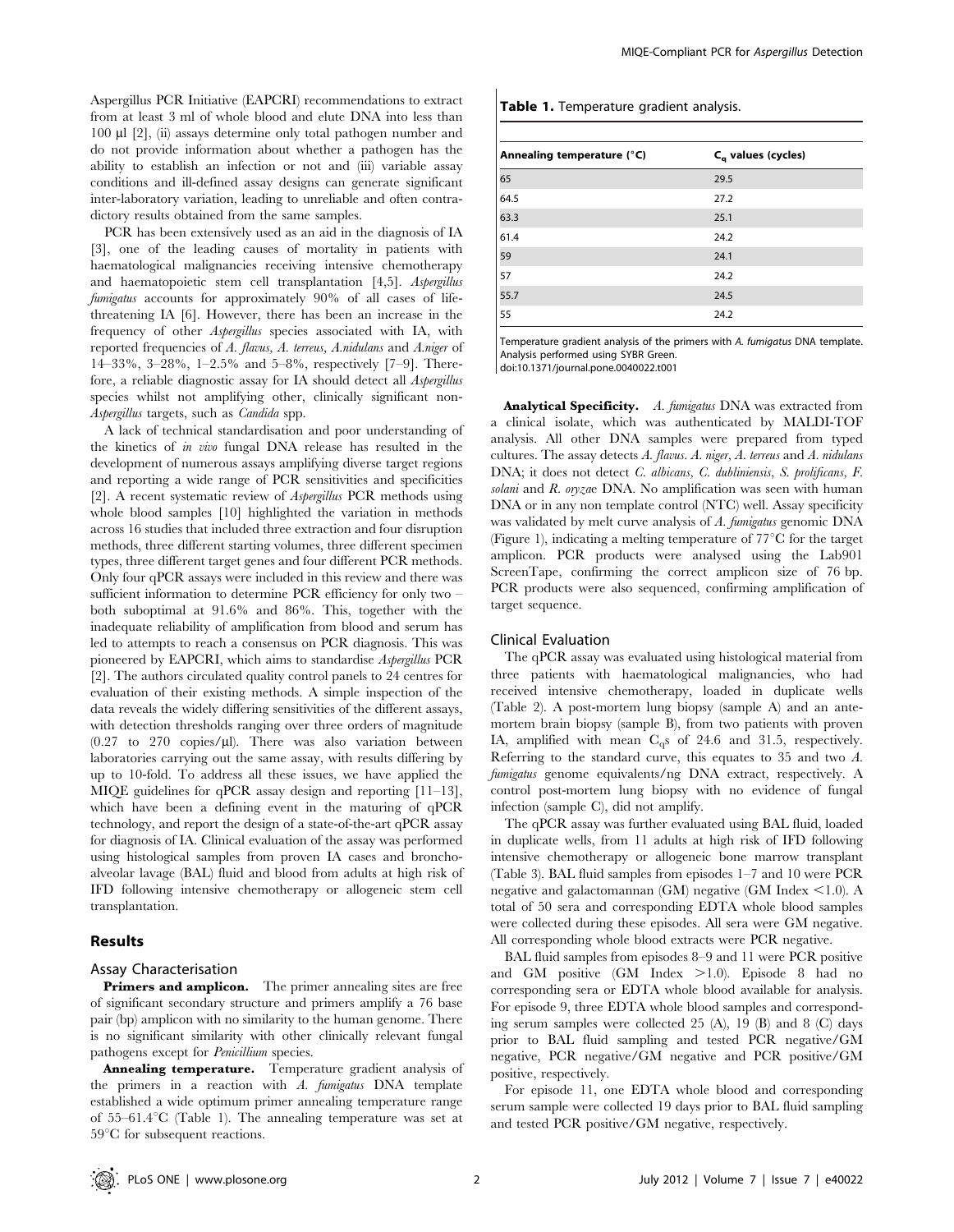Aspergillus PCR Initiative (EAPCRI) recommendations to extract from at least 3 ml of whole blood and elute DNA into less than 100 µl [2], (ii) assays determine only total pathogen number and do not provide information about whether a pathogen has the ability to establish an infection or not and (iii) variable assay conditions and ill-defined assay designs can generate significant inter-laboratory variation, leading to unreliable and often contradictory results obtained from the same samples.

PCR has been extensively used as an aid in the diagnosis of IA [3], one of the leading causes of mortality in patients with haematological malignancies receiving intensive chemotherapy and haematopoietic stem cell transplantation [4,5]. *Aspergillus fumigatus* accounts for approximately 90% of all cases of life-threatening IA [6]. However, there has been an increase in the frequency of other *Aspergillus* species associated with IA, with reported frequencies of *A. flavus, A. terreus, A.nidulans* and *A.niger* of 14–33%, 3–28%, 1–2.5% and 5–8%, respectively [7–9]. Therefore, a reliable diagnostic assay for IA should detect all *Aspergillus* species whilst not amplifying other, clinically significant non-*Aspergillus* targets, such as *Candida* spp.

A lack of technical standardisation and poor understanding of the kinetics of *in vivo* fungal DNA release has resulted in the development of numerous assays amplifying diverse target regions and reporting a wide range of PCR sensitivities and specificities [2]. A recent systematic review of *Aspergillus* PCR methods using whole blood samples [10] highlighted the variation in methods across 16 studies that included three extraction and four disruption methods, three different starting volumes, three different specimen types, three different target genes and four different PCR methods. Only four qPCR assays were included in this review and there was sufficient information to determine PCR efficiency for only two – both suboptimal at 91.6% and 86%. This, together with the inadequate reliability of amplification from blood and serum has led to attempts to reach a consensus on PCR diagnosis. This was pioneered by EAPCRI, which aims to standardise *Aspergillus* PCR [2]. The authors circulated quality control panels to 24 centres for evaluation of their existing methods. A simple inspection of the data reveals the widely differing sensitivities of the different assays, with detection thresholds ranging over three orders of magnitude (0.27 to 270 copies/µl). There was also variation between laboratories carrying out the same assay, with results differing by up to 10-fold. To address all these issues, we have applied the MIQE guidelines for qPCR assay design and reporting [11–13], which have been a defining event in the maturing of qPCR technology, and report the design of a state-of-the-art qPCR assay for diagnosis of IA. Clinical evaluation of the assay was performed using histological samples from proven IA cases and bronchoalveolar lavage (BAL) fluid and blood from adults at high risk of IFD following intensive chemotherapy or allogeneic stem cell transplantation.

## Results

### Assay Characterisation

**Primers and amplicon.** The primer annealing sites are free of significant secondary structure and primers amplify a 76 base pair (bp) amplicon with no similarity to the human genome. There is no significant similarity with other clinically relevant fungal pathogens except for *Penicillium* species.

**Annealing temperature.** Temperature gradient analysis of the primers in a reaction with *A. fumigatus* DNA template established a wide optimum primer annealing temperature range of 55–61.4°C (Table 1). The annealing temperature was set at 59°C for subsequent reactions.

**Table 1.** Temperature gradient analysis.

| Annealing temperature (°C) | $C_q$ values (cycles) |
|---|---|
| 65 | 29.5 |
| 64.5 | 27.2 |
| 63.3 | 25.1 |
| 61.4 | 24.2 |
| 59 | 24.1 |
| 57 | 24.2 |
| 55.7 | 24.5 |
| 55 | 24.2 |

Temperature gradient analysis of the primers with *A. fumigatus* DNA template. Analysis performed using SYBR Green.
doi:10.1371/journal.pone.0040022.t001

**Analytical Specificity.** *A. fumigatus* DNA was extracted from a clinical isolate, which was authenticated by MALDI-TOF analysis. All other DNA samples were prepared from typed cultures. The assay detects *A. flavus*. *A. niger*, *A. terreus* and *A. nidulans* DNA; it does not detect *C. albicans*, *C. dubliniensis*, *S. prolificans*, *F. solani* and *R. oryzae* DNA. No amplification was seen with human DNA or in any non template control (NTC) well. Assay specificity was validated by melt curve analysis of *A. fumigatus* genomic DNA (Figure 1), indicating a melting temperature of 77°C for the target amplicon. PCR products were analysed using the Lab901 ScreenTape, confirming the correct amplicon size of 76 bp. PCR products were also sequenced, confirming amplification of target sequence.

### Clinical Evaluation

The qPCR assay was evaluated using histological material from three patients with haematological malignancies, who had received intensive chemotherapy, loaded in duplicate wells (Table 2). A post-mortem lung biopsy (sample A) and an ante-mortem brain biopsy (sample B), from two patients with proven IA, amplified with mean $C_q$s of 24.6 and 31.5, respectively. Referring to the standard curve, this equates to 35 and two *A. fumigatus* genome equivalents/ng DNA extract, respectively. A control post-mortem lung biopsy with no evidence of fungal infection (sample C), did not amplify.

The qPCR assay was further evaluated using BAL fluid, loaded in duplicate wells, from 11 adults at high risk of IFD following intensive chemotherapy or allogeneic bone marrow transplant (Table 3). BAL fluid samples from episodes 1–7 and 10 were PCR negative and galactomannan (GM) negative (GM Index <1.0). A total of 50 sera and corresponding EDTA whole blood samples were collected during these episodes. All sera were GM negative. All corresponding whole blood extracts were PCR negative.

BAL fluid samples from episodes 8–9 and 11 were PCR positive and GM positive (GM Index >1.0). Episode 8 had no corresponding sera or EDTA whole blood available for analysis. For episode 9, three EDTA whole blood samples and corresponding serum samples were collected 25 (A), 19 (B) and 8 (C) days prior to BAL fluid sampling and tested PCR negative/GM negative, PCR negative/GM negative and PCR positive/GM positive, respectively.

For episode 11, one EDTA whole blood and corresponding serum sample were collected 19 days prior to BAL fluid sampling and tested PCR positive/GM negative, respectively.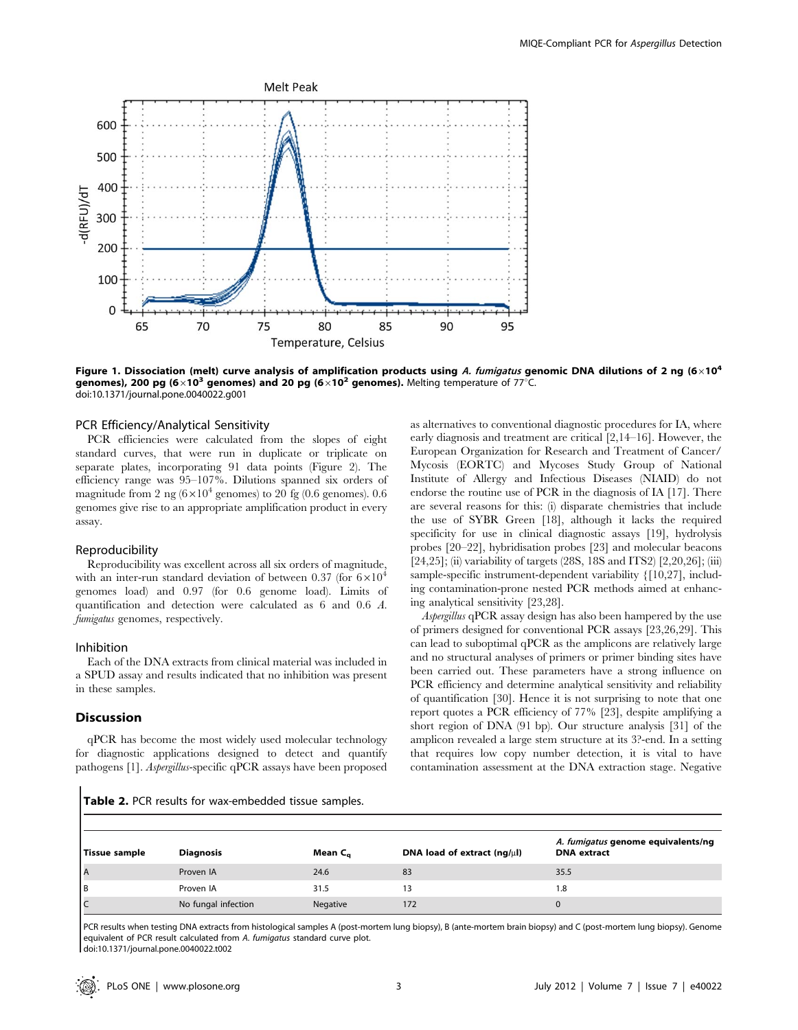Figure 1. Dissociation (melt) curve analysis of amplification products using *A. fumigatus* genomic DNA dilutions of 2 ng ($6\times10^4$ genomes), 200 pg ($6\times10^3$ genomes) and 20 pg ($6\times10^2$ genomes). Melting temperature of 77°C.
doi:10.1371/journal.pone.0040022.g001

### PCR Efficiency/Analytical Sensitivity

PCR efficiencies were calculated from the slopes of eight standard curves, that were run in duplicate or triplicate on separate plates, incorporating 91 data points (Figure 2). The efficiency range was 95–107%. Dilutions spanned six orders of magnitude from 2 ng ($6\times10^4$ genomes) to 20 fg (0.6 genomes). 0.6 genomes give rise to an appropriate amplification product in every assay.

### Reproducibility

Reproducibility was excellent across all six orders of magnitude, with an inter-run standard deviation of between 0.37 (for $6\times10^4$ genomes load) and 0.97 (for 0.6 genome load). Limits of quantification and detection were calculated as 6 and 0.6 *A. fumigatus* genomes, respectively.

### Inhibition

Each of the DNA extracts from clinical material was included in a SPUD assay and results indicated that no inhibition was present in these samples.

## Discussion

qPCR has become the most widely used molecular technology for diagnostic applications designed to detect and quantify pathogens [1]. *Aspergillus*-specific qPCR assays have been proposed as alternatives to conventional diagnostic procedures for IA, where early diagnosis and treatment are critical [2,14–16]. However, the European Organization for Research and Treatment of Cancer/Mycosis (EORTC) and Mycoses Study Group of National Institute of Allergy and Infectious Diseases (NIAID) do not endorse the routine use of PCR in the diagnosis of IA [17]. There are several reasons for this: (i) disparate chemistries that include the use of SYBR Green [18], although it lacks the required specificity for use in clinical diagnostic assays [19], hydrolysis probes [20–22], hybridisation probes [23] and molecular beacons [24,25]; (ii) variability of targets (28S, 18S and ITS2) [2,20,26]; (iii) sample-specific instrument-dependent variability {[10,27], including contamination-prone nested PCR methods aimed at enhancing analytical sensitivity [23,28].

*Aspergillus* qPCR assay design has also been hampered by the use of primers designed for conventional PCR assays [23,26,29]. This can lead to suboptimal qPCR as the amplicons are relatively large and no structural analyses of primers or primer binding sites have been carried out. These parameters have a strong influence on PCR efficiency and determine analytical sensitivity and reliability of quantification [30]. Hence it is not surprising to note that one report quotes a PCR efficiency of 77% [23], despite amplifying a short region of DNA (91 bp). Our structure analysis [31] of the amplicon revealed a large stem structure at its 3?-end. In a setting that requires low copy number detection, it is vital to have contamination assessment at the DNA extraction stage. Negative

**Table 2.** PCR results for wax-embedded tissue samples.

| Tissue sample | Diagnosis | Mean $C_q$ | DNA load of extract (ng/μl) | *A. fumigatus* genome equivalents/ng DNA extract |
|---|---|---|---|---|
| A | Proven IA | 24.6 | 83 | 35.5 |
| B | Proven IA | 31.5 | 13 | 1.8 |
| C | No fungal infection | Negative | 172 | 0 |

PCR results when testing DNA extracts from histological samples A (post-mortem lung biopsy), B (ante-mortem brain biopsy) and C (post-mortem lung biopsy). Genome equivalent of PCR result calculated from *A. fumigatus* standard curve plot.
doi:10.1371/journal.pone.0040022.t002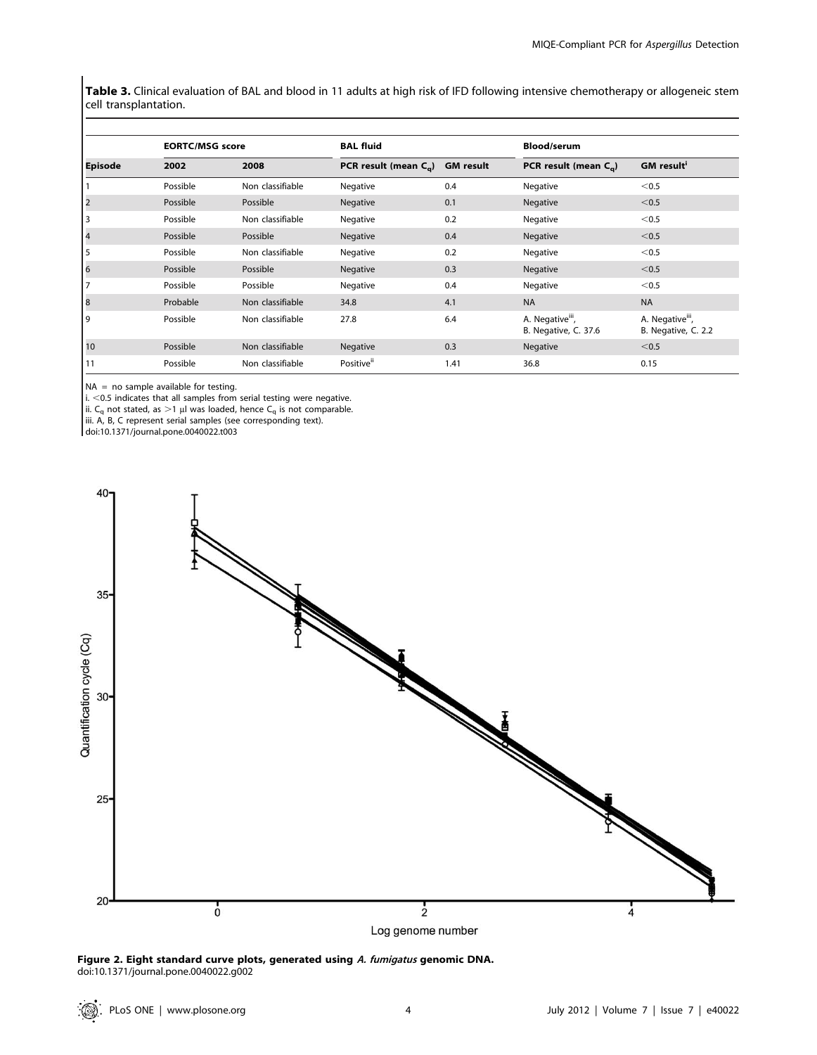**Table 3.** Clinical evaluation of BAL and blood in 11 adults at high risk of IFD following intensive chemotherapy or allogeneic stem cell transplantation.

| Episode | EORTC/MSG score | | BAL fluid | | Blood/serum | |
|---|---|---|---|---|---|---|
| | 2002 | 2008 | PCR result (mean $C_q$) | GM result | PCR result (mean $C_q$) | GM result[i] |
| 1 | Possible | Non classifiable | Negative | 0.4 | Negative | <0.5 |
| 2 | Possible | Possible | Negative | 0.1 | Negative | <0.5 |
| 3 | Possible | Non classifiable | Negative | 0.2 | Negative | <0.5 |
| 4 | Possible | Possible | Negative | 0.4 | Negative | <0.5 |
| 5 | Possible | Non classifiable | Negative | 0.2 | Negative | <0.5 |
| 6 | Possible | Possible | Negative | 0.3 | Negative | <0.5 |
| 7 | Possible | Possible | Negative | 0.4 | Negative | <0.5 |
| 8 | Probable | Non classifiable | 34.8 | 4.1 | NA | NA |
| 9 | Possible | Non classifiable | 27.8 | 6.4 | A. Negative[iii], B. Negative, C. 37.6 | A. Negative[iii], B. Negative, C. 2.2 |
| 10 | Possible | Non classifiable | Negative | 0.3 | Negative | <0.5 |
| 11 | Possible | Non classifiable | Positive[ii] | 1.41 | 36.8 | 0.15 |

NA = no sample available for testing.
i. <0.5 indicates that all samples from serial testing were negative.
ii. $C_q$ not stated, as >1 µl was loaded, hence $C_q$ is not comparable.
iii. A, B, C represent serial samples (see corresponding text).
doi:10.1371/journal.pone.0040022.t003

**Figure 2. Eight standard curve plots, generated using *A. fumigatus* genomic DNA.**
doi:10.1371/journal.pone.0040022.g002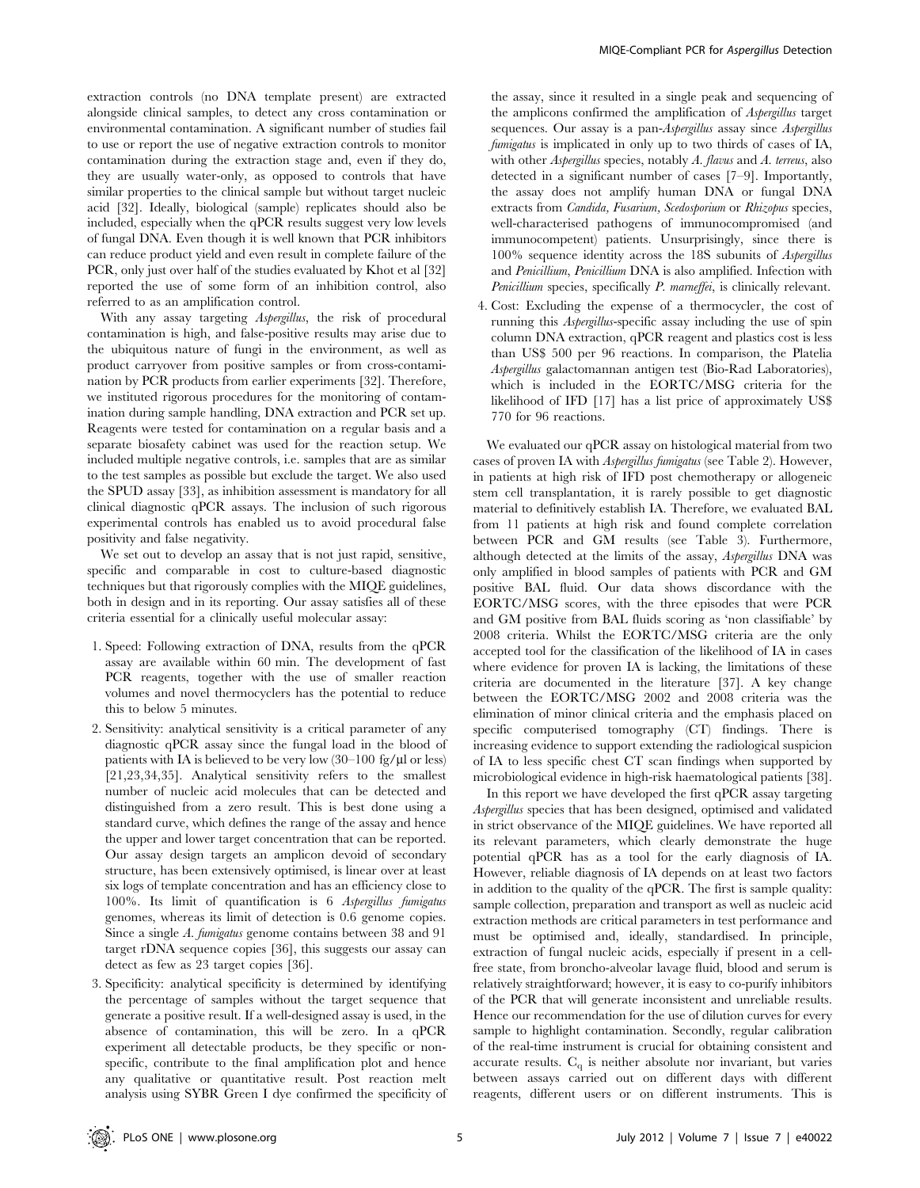extraction controls (no DNA template present) are extracted alongside clinical samples, to detect any cross contamination or environmental contamination. A significant number of studies fail to use or report the use of negative extraction controls to monitor contamination during the extraction stage and, even if they do, they are usually water-only, as opposed to controls that have similar properties to the clinical sample but without target nucleic acid [32]. Ideally, biological (sample) replicates should also be included, especially when the qPCR results suggest very low levels of fungal DNA. Even though it is well known that PCR inhibitors can reduce product yield and even result in complete failure of the PCR, only just over half of the studies evaluated by Khot et al [32] reported the use of some form of an inhibition control, also referred to as an amplification control.

With any assay targeting *Aspergillus*, the risk of procedural contamination is high, and false-positive results may arise due to the ubiquitous nature of fungi in the environment, as well as product carryover from positive samples or from cross-contamination by PCR products from earlier experiments [32]. Therefore, we instituted rigorous procedures for the monitoring of contamination during sample handling, DNA extraction and PCR set up. Reagents were tested for contamination on a regular basis and a separate biosafety cabinet was used for the reaction setup. We included multiple negative controls, i.e. samples that are as similar to the test samples as possible but exclude the target. We also used the SPUD assay [33], as inhibition assessment is mandatory for all clinical diagnostic qPCR assays. The inclusion of such rigorous experimental controls has enabled us to avoid procedural false positivity and false negativity.

We set out to develop an assay that is not just rapid, sensitive, specific and comparable in cost to culture-based diagnostic techniques but that rigorously complies with the MIQE guidelines, both in design and in its reporting. Our assay satisfies all of these criteria essential for a clinically useful molecular assay:

1. Speed: Following extraction of DNA, results from the qPCR assay are available within 60 min. The development of fast PCR reagents, together with the use of smaller reaction volumes and novel thermocyclers has the potential to reduce this to below 5 minutes.
2. Sensitivity: analytical sensitivity is a critical parameter of any diagnostic qPCR assay since the fungal load in the blood of patients with IA is believed to be very low (30–100 fg/µl or less) [21,23,34,35]. Analytical sensitivity refers to the smallest number of nucleic acid molecules that can be detected and distinguished from a zero result. This is best done using a standard curve, which defines the range of the assay and hence the upper and lower target concentration that can be reported. Our assay design targets an amplicon devoid of secondary structure, has been extensively optimised, is linear over at least six logs of template concentration and has an efficiency close to 100%. Its limit of quantification is 6 *Aspergillus fumigatus* genomes, whereas its limit of detection is 0.6 genome copies. Since a single *A. fumigatus* genome contains between 38 and 91 target rDNA sequence copies [36], this suggests our assay can detect as few as 23 target copies [36].
3. Specificity: analytical specificity is determined by identifying the percentage of samples without the target sequence that generate a positive result. If a well-designed assay is used, in the absence of contamination, this will be zero. In a qPCR experiment all detectable products, be they specific or non-specific, contribute to the final amplification plot and hence any qualitative or quantitative result. Post reaction melt analysis using SYBR Green I dye confirmed the specificity of the assay, since it resulted in a single peak and sequencing of the amplicons confirmed the amplification of *Aspergillus* target sequences. Our assay is a pan-*Aspergillus* assay since *Aspergillus fumigatus* is implicated in only up to two thirds of cases of IA, with other *Aspergillus* species, notably *A. flavus* and *A. terreus*, also detected in a significant number of cases [7–9]. Importantly, the assay does not amplify human DNA or fungal DNA extracts from *Candida, Fusarium, Scedosporium* or *Rhizopus* species, well-characterised pathogens of immunocompromised (and immunocompetent) patients. Unsurprisingly, since there is 100% sequence identity across the 18S subunits of *Aspergillus* and *Penicillium*, *Penicillium* DNA is also amplified. Infection with *Penicillium* species, specifically *P. marneffei*, is clinically relevant.
4. Cost: Excluding the expense of a thermocycler, the cost of running this *Aspergillus*-specific assay including the use of spin column DNA extraction, qPCR reagent and plastics cost is less than US$ 500 per 96 reactions. In comparison, the Platelia *Aspergillus* galactomannan antigen test (Bio-Rad Laboratories), which is included in the EORTC/MSG criteria for the likelihood of IFD [17] has a list price of approximately US$ 770 for 96 reactions.

We evaluated our qPCR assay on histological material from two cases of proven IA with *Aspergillus fumigatus* (see Table 2). However, in patients at high risk of IFD post chemotherapy or allogeneic stem cell transplantation, it is rarely possible to get diagnostic material to definitively establish IA. Therefore, we evaluated BAL from 11 patients at high risk and found complete correlation between PCR and GM results (see Table 3). Furthermore, although detected at the limits of the assay, *Aspergillus* DNA was only amplified in blood samples of patients with PCR and GM positive BAL fluid. Our data shows discordance with the EORTC/MSG scores, with the three episodes that were PCR and GM positive from BAL fluids scoring as 'non classifiable' by 2008 criteria. Whilst the EORTC/MSG criteria are the only accepted tool for the classification of the likelihood of IA in cases where evidence for proven IA is lacking, the limitations of these criteria are documented in the literature [37]. A key change between the EORTC/MSG 2002 and 2008 criteria was the elimination of minor clinical criteria and the emphasis placed on specific computerised tomography (CT) findings. There is increasing evidence to support extending the radiological suspicion of IA to less specific chest CT scan findings when supported by microbiological evidence in high-risk haematological patients [38].

In this report we have developed the first qPCR assay targeting *Aspergillus* species that has been designed, optimised and validated in strict observance of the MIQE guidelines. We have reported all its relevant parameters, which clearly demonstrate the huge potential qPCR has as a tool for the early diagnosis of IA. However, reliable diagnosis of IA depends on at least two factors in addition to the quality of the qPCR. The first is sample quality: sample collection, preparation and transport as well as nucleic acid extraction methods are critical parameters in test performance and must be optimised and, ideally, standardised. In principle, extraction of fungal nucleic acids, especially if present in a cell-free state, from broncho-alveolar lavage fluid, blood and serum is relatively straightforward; however, it is easy to co-purify inhibitors of the PCR that will generate inconsistent and unreliable results. Hence our recommendation for the use of dilution curves for every sample to highlight contamination. Secondly, regular calibration of the real-time instrument is crucial for obtaining consistent and accurate results. $C_q$ is neither absolute nor invariant, but varies between assays carried out on different days with different reagents, different users or on different instruments. This is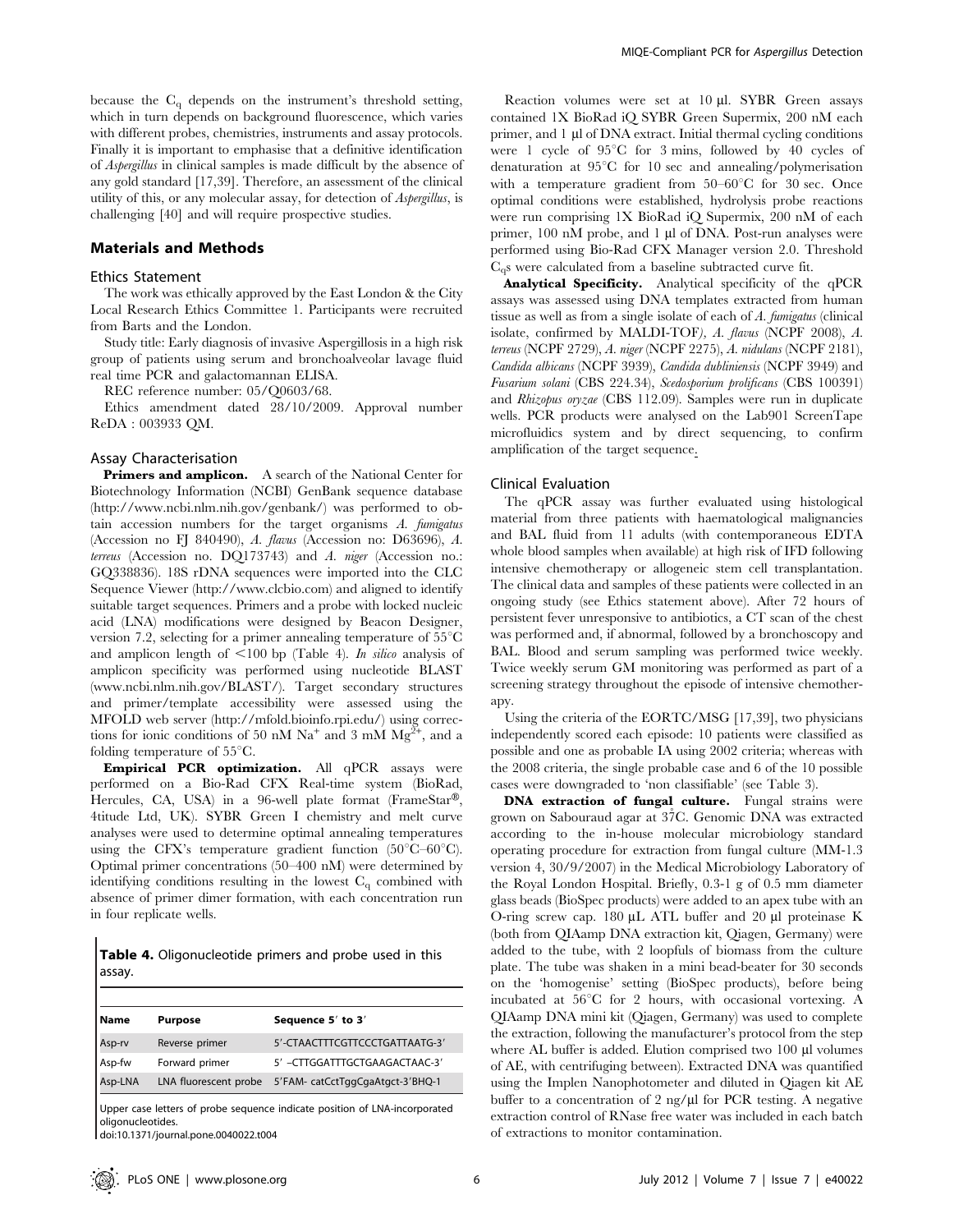because the $C_q$ depends on the instrument's threshold setting, which in turn depends on background fluorescence, which varies with different probes, chemistries, instruments and assay protocols. Finally it is important to emphasise that a definitive identification of *Aspergillus* in clinical samples is made difficult by the absence of any gold standard [17,39]. Therefore, an assessment of the clinical utility of this, or any molecular assay, for detection of *Aspergillus*, is challenging [40] and will require prospective studies.

## Materials and Methods

### Ethics Statement

The work was ethically approved by the East London & the City Local Research Ethics Committee 1. Participants were recruited from Barts and the London.

Study title: Early diagnosis of invasive Aspergillosis in a high risk group of patients using serum and bronchoalveolar lavage fluid real time PCR and galactomannan ELISA.

REC reference number: 05/Q0603/68.

Ethics amendment dated 28/10/2009. Approval number ReDA : 003933 QM.

### Assay Characterisation

**Primers and amplicon.** A search of the National Center for Biotechnology Information (NCBI) GenBank sequence database (http://www.ncbi.nlm.nih.gov/genbank/) was performed to obtain accession numbers for the target organisms *A. fumigatus* (Accession no FJ 840490), *A. flavus* (Accession no: D63696), *A. terreus* (Accession no. DQ173743) and *A. niger* (Accession no.: GQ338836). 18S rDNA sequences were imported into the CLC Sequence Viewer (http://www.clcbio.com) and aligned to identify suitable target sequences. Primers and a probe with locked nucleic acid (LNA) modifications were designed by Beacon Designer, version 7.2, selecting for a primer annealing temperature of 55°C and amplicon length of <100 bp (Table 4). *In silico* analysis of amplicon specificity was performed using nucleotide BLAST (www.ncbi.nlm.nih.gov/BLAST/). Target secondary structures and primer/template accessibility were assessed using the MFOLD web server (http://mfold.bioinfo.rpi.edu/) using corrections for ionic conditions of 50 nM $Na^+$ and 3 mM $Mg^{2+}$, and a folding temperature of 55°C.

**Empirical PCR optimization.** All qPCR assays were performed on a Bio-Rad CFX Real-time system (BioRad, Hercules, CA, USA) in a 96-well plate format (FrameStar®, 4titude Ltd, UK). SYBR Green I chemistry and melt curve analyses were used to determine optimal annealing temperatures using the CFX's temperature gradient function (50°C–60°C). Optimal primer concentrations (50–400 nM) were determined by identifying conditions resulting in the lowest $C_q$ combined with absence of primer dimer formation, with each concentration run in four replicate wells.

**Table 4.** Oligonucleotide primers and probe used in this assay.

| Name | Purpose | Sequence 5′ to 3′ |
|---|---|---|
| Asp-rv | Reverse primer | 5′-CTAACTTTCGTTCCCTGATTAATG-3′ |
| Asp-fw | Forward primer | 5′ –CTTGGATTTGCTGAAGACTAAC-3′ |
| Asp-LNA | LNA fluorescent probe | 5′FAM- catCctTggCgaAtgct-3′BHQ-1 |

Upper case letters of probe sequence indicate position of LNA-incorporated oligonucleotides.

doi:10.1371/journal.pone.0040022.t004

Reaction volumes were set at 10 µl. SYBR Green assays contained 1X BioRad iQ SYBR Green Supermix, 200 nM each primer, and 1 µl of DNA extract. Initial thermal cycling conditions were 1 cycle of 95°C for 3 mins, followed by 40 cycles of denaturation at 95°C for 10 sec and annealing/polymerisation with a temperature gradient from 50–60°C for 30 sec. Once optimal conditions were established, hydrolysis probe reactions were run comprising 1X BioRad iQ Supermix, 200 nM of each primer, 100 nM probe, and 1 µl of DNA. Post-run analyses were performed using Bio-Rad CFX Manager version 2.0. Threshold $C_q$s were calculated from a baseline subtracted curve fit.

**Analytical Specificity.** Analytical specificity of the qPCR assays was assessed using DNA templates extracted from human tissue as well as from a single isolate of each of *A. fumigatus* (clinical isolate, confirmed by MALDI-TOF), *A. flavus* (NCPF 2008), *A. terreus* (NCPF 2729), *A. niger* (NCPF 2275), *A. nidulans* (NCPF 2181), *Candida albicans* (NCPF 3939), *Candida dubliniensis* (NCPF 3949) and *Fusarium solani* (CBS 224.34), *Scedosporium prolificans* (CBS 100391) and *Rhizopus oryzae* (CBS 112.09). Samples were run in duplicate wells. PCR products were analysed on the Lab901 ScreenTape microfluidics system and by direct sequencing, to confirm amplification of the target sequence.

### Clinical Evaluation

The qPCR assay was further evaluated using histological material from three patients with haematological malignancies and BAL fluid from 11 adults (with contemporaneous EDTA whole blood samples when available) at high risk of IFD following intensive chemotherapy or allogeneic stem cell transplantation. The clinical data and samples of these patients were collected in an ongoing study (see Ethics statement above). After 72 hours of persistent fever unresponsive to antibiotics, a CT scan of the chest was performed and, if abnormal, followed by a bronchoscopy and BAL. Blood and serum sampling was performed twice weekly. Twice weekly serum GM monitoring was performed as part of a screening strategy throughout the episode of intensive chemotherapy.

Using the criteria of the EORTC/MSG [17,39], two physicians independently scored each episode: 10 patients were classified as possible and one as probable IA using 2002 criteria; whereas with the 2008 criteria, the single probable case and 6 of the 10 possible cases were downgraded to 'non classifiable' (see Table 3).

**DNA extraction of fungal culture.** Fungal strains were grown on Sabouraud agar at 37°C. Genomic DNA was extracted according to the in-house molecular microbiology standard operating procedure for extraction from fungal culture (MM-1.3 version 4, 30/9/2007) in the Medical Microbiology Laboratory of the Royal London Hospital. Briefly, 0.3-1 g of 0.5 mm diameter glass beads (BioSpec products) were added to an apex tube with an O-ring screw cap. 180 µL ATL buffer and 20 µl proteinase K (both from QIAamp DNA extraction kit, Qiagen, Germany) were added to the tube, with 2 loopfuls of biomass from the culture plate. The tube was shaken in a mini bead-beater for 30 seconds on the 'homogenise' setting (BioSpec products), before being incubated at 56°C for 2 hours, with occasional vortexing. A QIAamp DNA mini kit (Qiagen, Germany) was used to complete the extraction, following the manufacturer's protocol from the step where AL buffer is added. Elution comprised two 100 µl volumes of AE, with centrifuging between). Extracted DNA was quantified using the Implen Nanophotometer and diluted in Qiagen kit AE buffer to a concentration of 2 ng/µl for PCR testing. A negative extraction control of RNase free water was included in each batch of extractions to monitor contamination.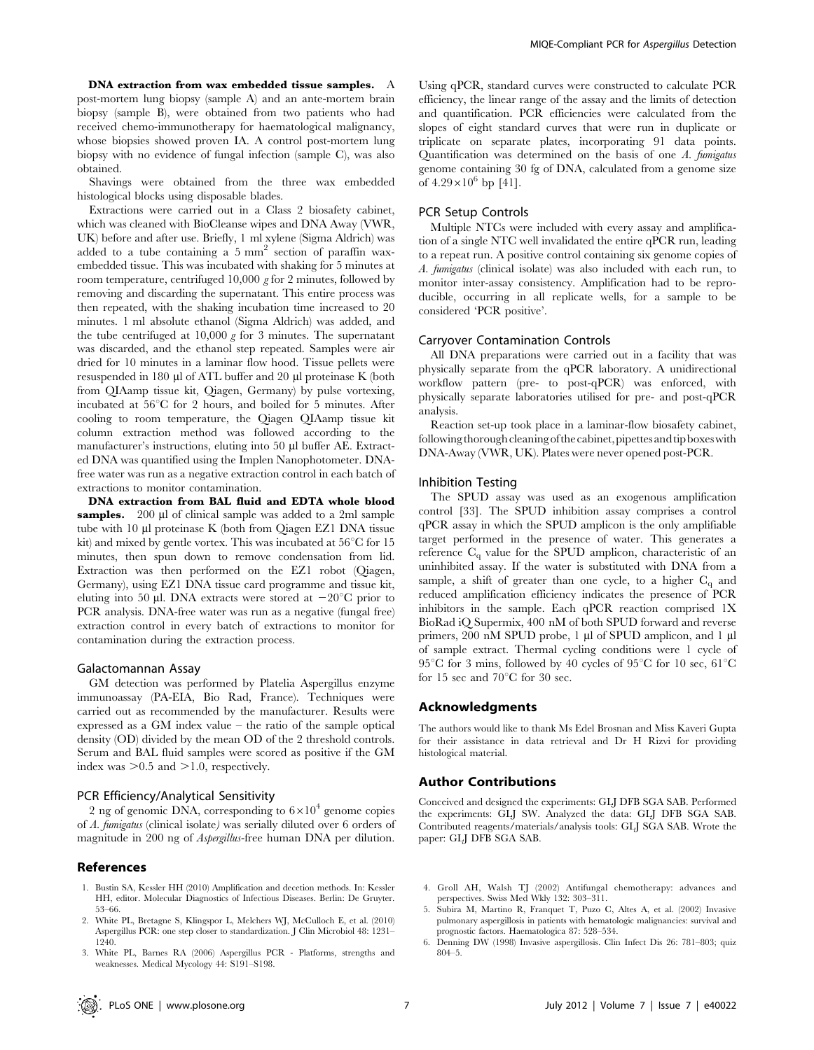**DNA extraction from wax embedded tissue samples.** A post-mortem lung biopsy (sample A) and an ante-mortem brain biopsy (sample B), were obtained from two patients who had received chemo-immunotherapy for haematological malignancy, whose biopsies showed proven IA. A control post-mortem lung biopsy with no evidence of fungal infection (sample C), was also obtained.

Shavings were obtained from the three wax embedded histological blocks using disposable blades.

Extractions were carried out in a Class 2 biosafety cabinet, which was cleaned with BioCleanse wipes and DNA Away (VWR, UK) before and after use. Briefly, 1 ml xylene (Sigma Aldrich) was added to a tube containing a 5 $mm^2$ section of paraffin wax-embedded tissue. This was incubated with shaking for 5 minutes at room temperature, centrifuged 10,000 *g* for 2 minutes, followed by removing and discarding the supernatant. This entire process was then repeated, with the shaking incubation time increased to 20 minutes. 1 ml absolute ethanol (Sigma Aldrich) was added, and the tube centrifuged at 10,000 *g* for 3 minutes. The supernatant was discarded, and the ethanol step repeated. Samples were air dried for 10 minutes in a laminar flow hood. Tissue pellets were resuspended in 180 µl of ATL buffer and 20 µl proteinase K (both from QIAamp tissue kit, Qiagen, Germany) by pulse vortexing, incubated at 56°C for 2 hours, and boiled for 5 minutes. After cooling to room temperature, the Qiagen QIAamp tissue kit column extraction method was followed according to the manufacturer's instructions, eluting into 50 µl buffer AE. Extracted DNA was quantified using the Implen Nanophotometer. DNA-free water was run as a negative extraction control in each batch of extractions to monitor contamination.

**DNA extraction from BAL fluid and EDTA whole blood samples.** 200 µl of clinical sample was added to a 2ml sample tube with 10 µl proteinase K (both from Qiagen EZ1 DNA tissue kit) and mixed by gentle vortex. This was incubated at 56°C for 15 minutes, then spun down to remove condensation from lid. Extraction was then performed on the EZ1 robot (Qiagen, Germany), using EZ1 DNA tissue card programme and tissue kit, eluting into 50 µl. DNA extracts were stored at −20°C prior to PCR analysis. DNA-free water was run as a negative (fungal free) extraction control in every batch of extractions to monitor for contamination during the extraction process.

### Galactomannan Assay

GM detection was performed by Platelia Aspergillus enzyme immunoassay (PA-EIA, Bio Rad, France). Techniques were carried out as recommended by the manufacturer. Results were expressed as a GM index value – the ratio of the sample optical density (OD) divided by the mean OD of the 2 threshold controls. Serum and BAL fluid samples were scored as positive if the GM index was >0.5 and >1.0, respectively.

### PCR Efficiency/Analytical Sensitivity

2 ng of genomic DNA, corresponding to $6\times10^4$ genome copies of *A. fumigatus* (clinical isolate) was serially diluted over 6 orders of magnitude in 200 ng of *Aspergillus*-free human DNA per dilution. Using qPCR, standard curves were constructed to calculate PCR efficiency, the linear range of the assay and the limits of detection and quantification. PCR efficiencies were calculated from the slopes of eight standard curves that were run in duplicate or triplicate on separate plates, incorporating 91 data points. Quantification was determined on the basis of one *A. fumigatus* genome containing 30 fg of DNA, calculated from a genome size of $4.29\times10^6$ bp [41].

### PCR Setup Controls

Multiple NTCs were included with every assay and amplification of a single NTC well invalidated the entire qPCR run, leading to a repeat run. A positive control containing six genome copies of *A. fumigatus* (clinical isolate) was also included with each run, to monitor inter-assay consistency. Amplification had to be reproducible, occurring in all replicate wells, for a sample to be considered 'PCR positive'.

### Carryover Contamination Controls

All DNA preparations were carried out in a facility that was physically separate from the qPCR laboratory. A unidirectional workflow pattern (pre- to post-qPCR) was enforced, with physically separate laboratories utilised for pre- and post-qPCR analysis.

Reaction set-up took place in a laminar-flow biosafety cabinet, following thorough cleaning of the cabinet, pipettes and tip boxes with DNA-Away (VWR, UK). Plates were never opened post-PCR.

### Inhibition Testing

The SPUD assay was used as an exogenous amplification control [33]. The SPUD inhibition assay comprises a control qPCR assay in which the SPUD amplicon is the only amplifiable target performed in the presence of water. This generates a reference $C_q$ value for the SPUD amplicon, characteristic of an uninhibited assay. If the water is substituted with DNA from a sample, a shift of greater than one cycle, to a higher $C_q$ and reduced amplification efficiency indicates the presence of PCR inhibitors in the sample. Each qPCR reaction comprised 1X BioRad iQ Supermix, 400 nM of both SPUD forward and reverse primers, 200 nM SPUD probe, 1 µl of SPUD amplicon, and 1 µl of sample extract. Thermal cycling conditions were 1 cycle of 95°C for 3 mins, followed by 40 cycles of 95°C for 10 sec, 61°C for 15 sec and 70°C for 30 sec.

## Acknowledgments

The authors would like to thank Ms Edel Brosnan and Miss Kaveri Gupta for their assistance in data retrieval and Dr H Rizvi for providing histological material.

## Author Contributions

Conceived and designed the experiments: GLJ DFB SGA SAB. Performed the experiments: GLJ SW. Analyzed the data: GLJ DFB SGA SAB. Contributed reagents/materials/analysis tools: GLJ SGA SAB. Wrote the paper: GLJ DFB SGA SAB.

## References

1. Bustin SA, Kessler HH (2010) Amplification and decetion methods. In: Kessler HH, editor. Molecular Diagnostics of Infectious Diseases. Berlin: De Gruyter. 53–66.
2. White PL, Bretagne S, Klingspor L, Melchers WJ, McCulloch E, et al. (2010) Aspergillus PCR: one step closer to standardization. J Clin Microbiol 48: 1231–1240.
3. White PL, Barnes RA (2006) Aspergillus PCR - Platforms, strengths and weaknesses. Medical Mycology 44: S191–S198.
4. Groll AH, Walsh TJ (2002) Antifungal chemotherapy: advances and perspectives. Swiss Med Wkly 132: 303–311.
5. Subira M, Martino R, Franquet T, Puzo C, Altes A, et al. (2002) Invasive pulmonary aspergillosis in patients with hematologic malignancies: survival and prognostic factors. Haematologica 87: 528–534.
6. Denning DW (1998) Invasive aspergillosis. Clin Infect Dis 26: 781–803; quiz 804–5.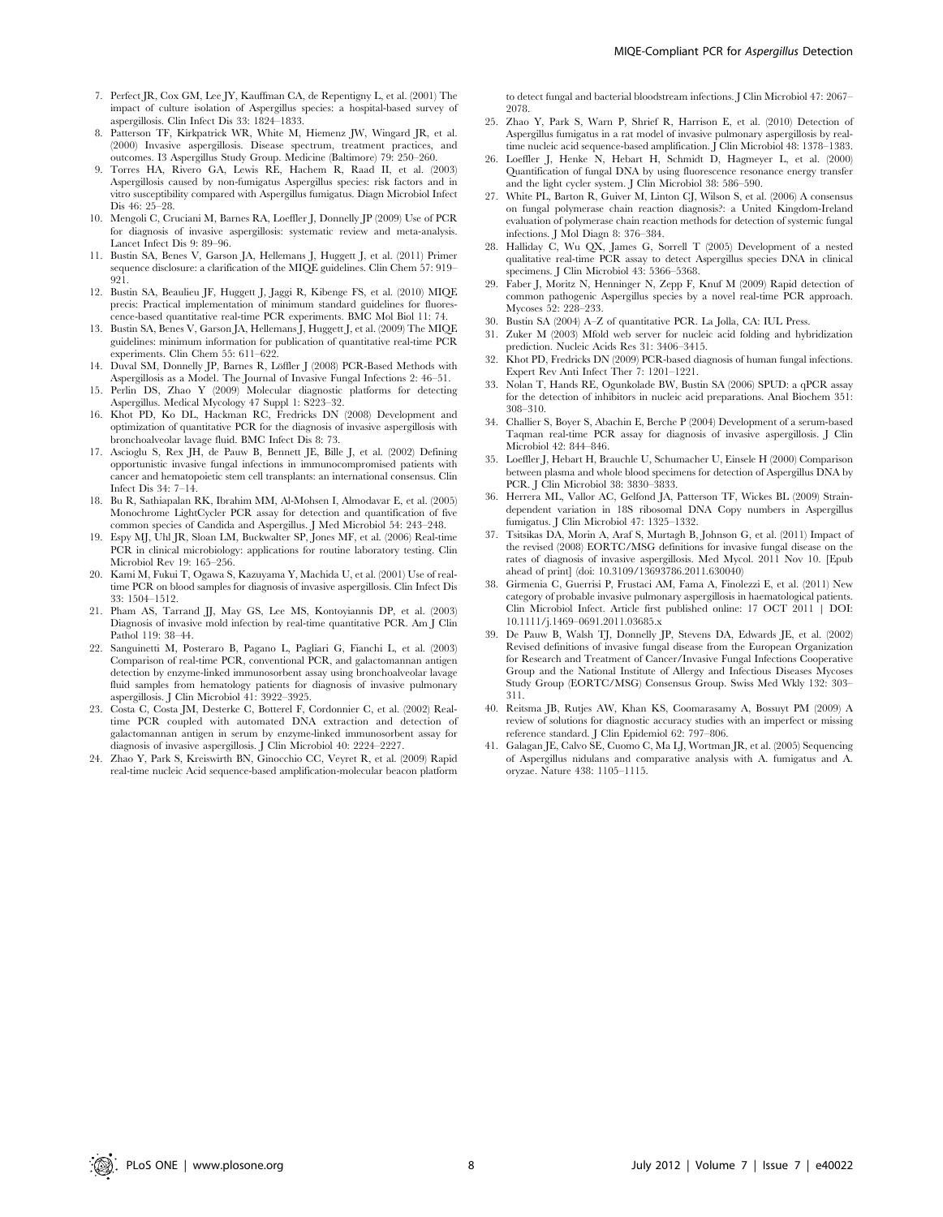7. Perfect JR, Cox GM, Lee JY, Kauffman CA, de Repentigny L, et al. (2001) The impact of culture isolation of Aspergillus species: a hospital-based survey of aspergillosis. Clin Infect Dis 33: 1824–1833.
8. Patterson TF, Kirkpatrick WR, White M, Hiemenz JW, Wingard JR, et al. (2000) Invasive aspergillosis. Disease spectrum, treatment practices, and outcomes. I3 Aspergillus Study Group. Medicine (Baltimore) 79: 250–260.
9. Torres HA, Rivero GA, Lewis RE, Hachem R, Raad II, et al. (2003) Aspergillosis caused by non-fumigatus Aspergillus species: risk factors and in vitro susceptibility compared with Aspergillus fumigatus. Diagn Microbiol Infect Dis 46: 25–28.
10. Mengoli C, Cruciani M, Barnes RA, Loeffler J, Donnelly JP (2009) Use of PCR for diagnosis of invasive aspergillosis: systematic review and meta-analysis. Lancet Infect Dis 9: 89–96.
11. Bustin SA, Benes V, Garson JA, Hellemans J, Huggett J, et al. (2011) Primer sequence disclosure: a clarification of the MIQE guidelines. Clin Chem 57: 919–921.
12. Bustin SA, Beaulieu JF, Huggett J, Jaggi R, Kibenge FS, et al. (2010) MIQE precis: Practical implementation of minimum standard guidelines for fluorescence-based quantitative real-time PCR experiments. BMC Mol Biol 11: 74.
13. Bustin SA, Benes V, Garson JA, Hellemans J, Huggett J, et al. (2009) The MIQE guidelines: minimum information for publication of quantitative real-time PCR experiments. Clin Chem 55: 611–622.
14. Duval SM, Donnelly JP, Barnes R, Löffler J (2008) PCR-Based Methods with Aspergillosis as a Model. The Journal of Invasive Fungal Infections 2: 46–51.
15. Perlin DS, Zhao Y (2009) Molecular diagnostic platforms for detecting Aspergillus. Medical Mycology 47 Suppl 1: S223–32.
16. Khot PD, Ko DL, Hackman RC, Fredricks DN (2008) Development and optimization of quantitative PCR for the diagnosis of invasive aspergillosis with bronchoalveolar lavage fluid. BMC Infect Dis 8: 73.
17. Ascioglu S, Rex JH, de Pauw B, Bennett JE, Bille J, et al. (2002) Defining opportunistic invasive fungal infections in immunocompromised patients with cancer and hematopoietic stem cell transplants: an international consensus. Clin Infect Dis 34: 7–14.
18. Bu R, Sathiapalan RK, Ibrahim MM, Al-Mohsen I, Almodavar E, et al. (2005) Monochrome LightCycler PCR assay for detection and quantification of five common species of Candida and Aspergillus. J Med Microbiol 54: 243–248.
19. Espy MJ, Uhl JR, Sloan LM, Buckwalter SP, Jones MF, et al. (2006) Real-time PCR in clinical microbiology: applications for routine laboratory testing. Clin Microbiol Rev 19: 165–256.
20. Kami M, Fukui T, Ogawa S, Kazuyama Y, Machida U, et al. (2001) Use of real-time PCR on blood samples for diagnosis of invasive aspergillosis. Clin Infect Dis 33: 1504–1512.
21. Pham AS, Tarrand JJ, May GS, Lee MS, Kontoyiannis DP, et al. (2003) Diagnosis of invasive mold infection by real-time quantitative PCR. Am J Clin Pathol 119: 38–44.
22. Sanguinetti M, Posteraro B, Pagano L, Pagliari G, Fianchi L, et al. (2003) Comparison of real-time PCR, conventional PCR, and galactomannan antigen detection by enzyme-linked immunosorbent assay using bronchoalveolar lavage fluid samples from hematology patients for diagnosis of invasive pulmonary aspergillosis. J Clin Microbiol 41: 3922–3925.
23. Costa C, Costa JM, Desterke C, Botterel F, Cordonnier C, et al. (2002) Real-time PCR coupled with automated DNA extraction and detection of galactomannan antigen in serum by enzyme-linked immunosorbent assay for diagnosis of invasive aspergillosis. J Clin Microbiol 40: 2224–2227.
24. Zhao Y, Park S, Kreiswirth BN, Ginocchio CC, Veyret R, et al. (2009) Rapid real-time nucleic Acid sequence-based amplification-molecular beacon platform to detect fungal and bacterial bloodstream infections. J Clin Microbiol 47: 2067–2078.
25. Zhao Y, Park S, Warn P, Shrief R, Harrison E, et al. (2010) Detection of Aspergillus fumigatus in a rat model of invasive pulmonary aspergillosis by real-time nucleic acid sequence-based amplification. J Clin Microbiol 48: 1378–1383.
26. Loeffler J, Henke N, Hebart H, Schmidt D, Hagmeyer L, et al. (2000) Quantification of fungal DNA by using fluorescence resonance energy transfer and the light cycler system. J Clin Microbiol 38: 586–590.
27. White PL, Barton R, Guiver M, Linton CJ, Wilson S, et al. (2006) A consensus on fungal polymerase chain reaction diagnosis?: a United Kingdom-Ireland evaluation of polymerase chain reaction methods for detection of systemic fungal infections. J Mol Diagn 8: 376–384.
28. Halliday C, Wu QX, James G, Sorrell T (2005) Development of a nested qualitative real-time PCR assay to detect Aspergillus species DNA in clinical specimens. J Clin Microbiol 43: 5366–5368.
29. Faber J, Moritz N, Henninger N, Zepp F, Knuf M (2009) Rapid detection of common pathogenic Aspergillus species by a novel real-time PCR approach. Mycoses 52: 228–233.
30. Bustin SA (2004) A–Z of quantitative PCR. La Jolla, CA: IUL Press.
31. Zuker M (2003) Mfold web server for nucleic acid folding and hybridization prediction. Nucleic Acids Res 31: 3406–3415.
32. Khot PD, Fredricks DN (2009) PCR-based diagnosis of human fungal infections. Expert Rev Anti Infect Ther 7: 1201–1221.
33. Nolan T, Hands RE, Ogunkolade BW, Bustin SA (2006) SPUD: a qPCR assay for the detection of inhibitors in nucleic acid preparations. Anal Biochem 351: 308–310.
34. Challier S, Boyer S, Abachin E, Berche P (2004) Development of a serum-based Taqman real-time PCR assay for diagnosis of invasive aspergillosis. J Clin Microbiol 42: 844–846.
35. Loeffler J, Hebart H, Brauchle U, Schumacher U, Einsele H (2000) Comparison between plasma and whole blood specimens for detection of Aspergillus DNA by PCR. J Clin Microbiol 38: 3830–3833.
36. Herrera ML, Vallor AC, Gelfond JA, Patterson TF, Wickes BL (2009) Strain-dependent variation in 18S ribosomal DNA Copy numbers in Aspergillus fumigatus. J Clin Microbiol 47: 1325–1332.
37. Tsitsikas DA, Morin A, Araf S, Murtagh B, Johnson G, et al. (2011) Impact of the revised (2008) EORTC/MSG definitions for invasive fungal disease on the rates of diagnosis of invasive aspergillosis. Med Mycol. 2011 Nov 10. [Epub ahead of print] (doi: 10.3109/13693786.2011.630040)
38. Girmenia C, Guerrisi P, Frustaci AM, Fama A, Finolezzi E, et al. (2011) New category of probable invasive pulmonary aspergillosis in haematological patients. Clin Microbiol Infect. Article first published online: 17 OCT 2011 | DOI: 10.1111/j.1469-0691.2011.03685.x
39. De Pauw B, Walsh TJ, Donnelly JP, Stevens DA, Edwards JE, et al. (2002) Revised definitions of invasive fungal disease from the European Organization for Research and Treatment of Cancer/Invasive Fungal Infections Cooperative Group and the National Institute of Allergy and Infectious Diseases Mycoses Study Group (EORTC/MSG) Consensus Group. Swiss Med Wkly 132: 303–311.
40. Reitsma JB, Rutjes AW, Khan KS, Coomarasamy A, Bossuyt PM (2009) A review of solutions for diagnostic accuracy studies with an imperfect or missing reference standard. J Clin Epidemiol 62: 797–806.
41. Galagan JE, Calvo SE, Cuomo C, Ma LJ, Wortman JR, et al. (2005) Sequencing of Aspergillus nidulans and comparative analysis with A. fumigatus and A. oryzae. Nature 438: 1105–1115.